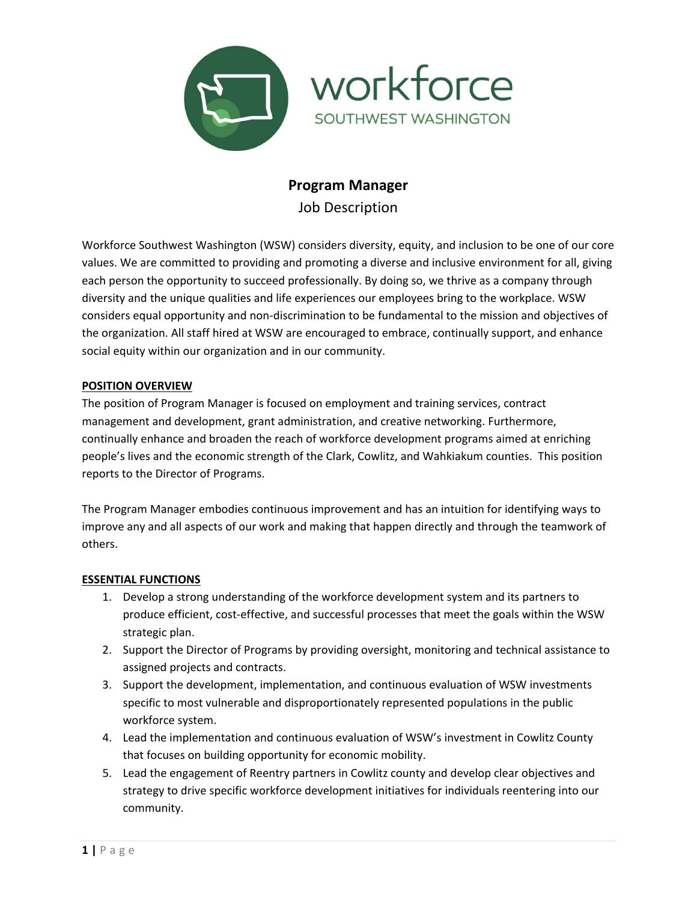workforce
SOUTHWEST WASHINGTON

# Program Manager

Job Description

Workforce Southwest Washington (WSW) considers diversity, equity, and inclusion to be one of our core values. We are committed to providing and promoting a diverse and inclusive environment for all, giving each person the opportunity to succeed professionally. By doing so, we thrive as a company through diversity and the unique qualities and life experiences our employees bring to the workplace. WSW considers equal opportunity and non-discrimination to be fundamental to the mission and objectives of the organization. All staff hired at WSW are encouraged to embrace, continually support, and enhance social equity within our organization and in our community.

## POSITION OVERVIEW

The position of Program Manager is focused on employment and training services, contract management and development, grant administration, and creative networking. Furthermore, continually enhance and broaden the reach of workforce development programs aimed at enriching people's lives and the economic strength of the Clark, Cowlitz, and Wahkiakum counties. This position reports to the Director of Programs.

The Program Manager embodies continuous improvement and has an intuition for identifying ways to improve any and all aspects of our work and making that happen directly and through the teamwork of others.

## ESSENTIAL FUNCTIONS

1. Develop a strong understanding of the workforce development system and its partners to produce efficient, cost-effective, and successful processes that meet the goals within the WSW strategic plan.
2. Support the Director of Programs by providing oversight, monitoring and technical assistance to assigned projects and contracts.
3. Support the development, implementation, and continuous evaluation of WSW investments specific to most vulnerable and disproportionately represented populations in the public workforce system.
4. Lead the implementation and continuous evaluation of WSW's investment in Cowlitz County that focuses on building opportunity for economic mobility.
5. Lead the engagement of Reentry partners in Cowlitz county and develop clear objectives and strategy to drive specific workforce development initiatives for individuals reentering into our community.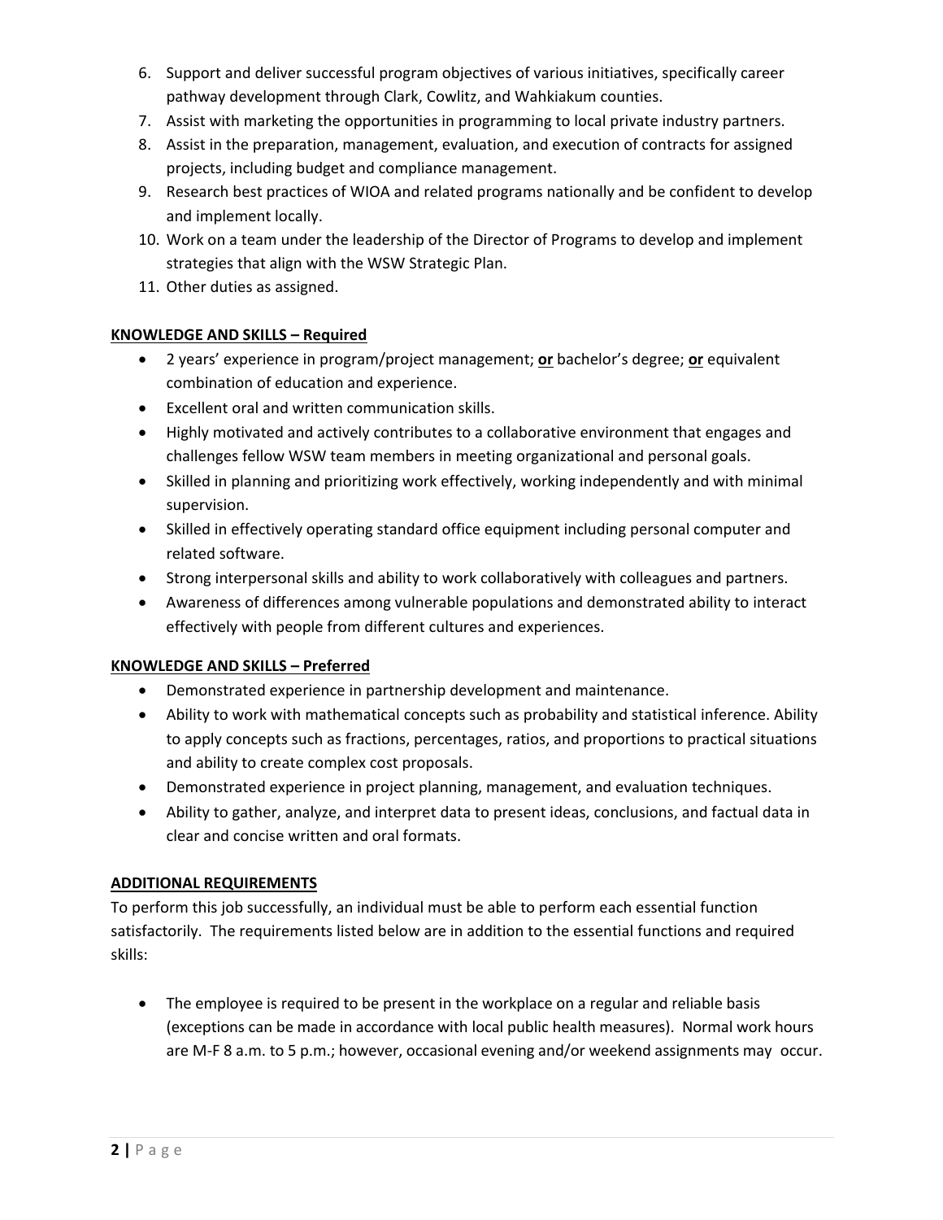6. Support and deliver successful program objectives of various initiatives, specifically career pathway development through Clark, Cowlitz, and Wahkiakum counties.
7. Assist with marketing the opportunities in programming to local private industry partners.
8. Assist in the preparation, management, evaluation, and execution of contracts for assigned projects, including budget and compliance management.
9. Research best practices of WIOA and related programs nationally and be confident to develop and implement locally.
10. Work on a team under the leadership of the Director of Programs to develop and implement strategies that align with the WSW Strategic Plan.
11. Other duties as assigned.

**KNOWLEDGE AND SKILLS – Required**

- 2 years' experience in program/project management; **or** bachelor's degree; **or** equivalent combination of education and experience.
- Excellent oral and written communication skills.
- Highly motivated and actively contributes to a collaborative environment that engages and challenges fellow WSW team members in meeting organizational and personal goals.
- Skilled in planning and prioritizing work effectively, working independently and with minimal supervision.
- Skilled in effectively operating standard office equipment including personal computer and related software.
- Strong interpersonal skills and ability to work collaboratively with colleagues and partners.
- Awareness of differences among vulnerable populations and demonstrated ability to interact effectively with people from different cultures and experiences.

**KNOWLEDGE AND SKILLS – Preferred**

- Demonstrated experience in partnership development and maintenance.
- Ability to work with mathematical concepts such as probability and statistical inference. Ability to apply concepts such as fractions, percentages, ratios, and proportions to practical situations and ability to create complex cost proposals.
- Demonstrated experience in project planning, management, and evaluation techniques.
- Ability to gather, analyze, and interpret data to present ideas, conclusions, and factual data in clear and concise written and oral formats.

**ADDITIONAL REQUIREMENTS**

To perform this job successfully, an individual must be able to perform each essential function satisfactorily. The requirements listed below are in addition to the essential functions and required skills:

- The employee is required to be present in the workplace on a regular and reliable basis (exceptions can be made in accordance with local public health measures). Normal work hours are M-F 8 a.m. to 5 p.m.; however, occasional evening and/or weekend assignments may occur.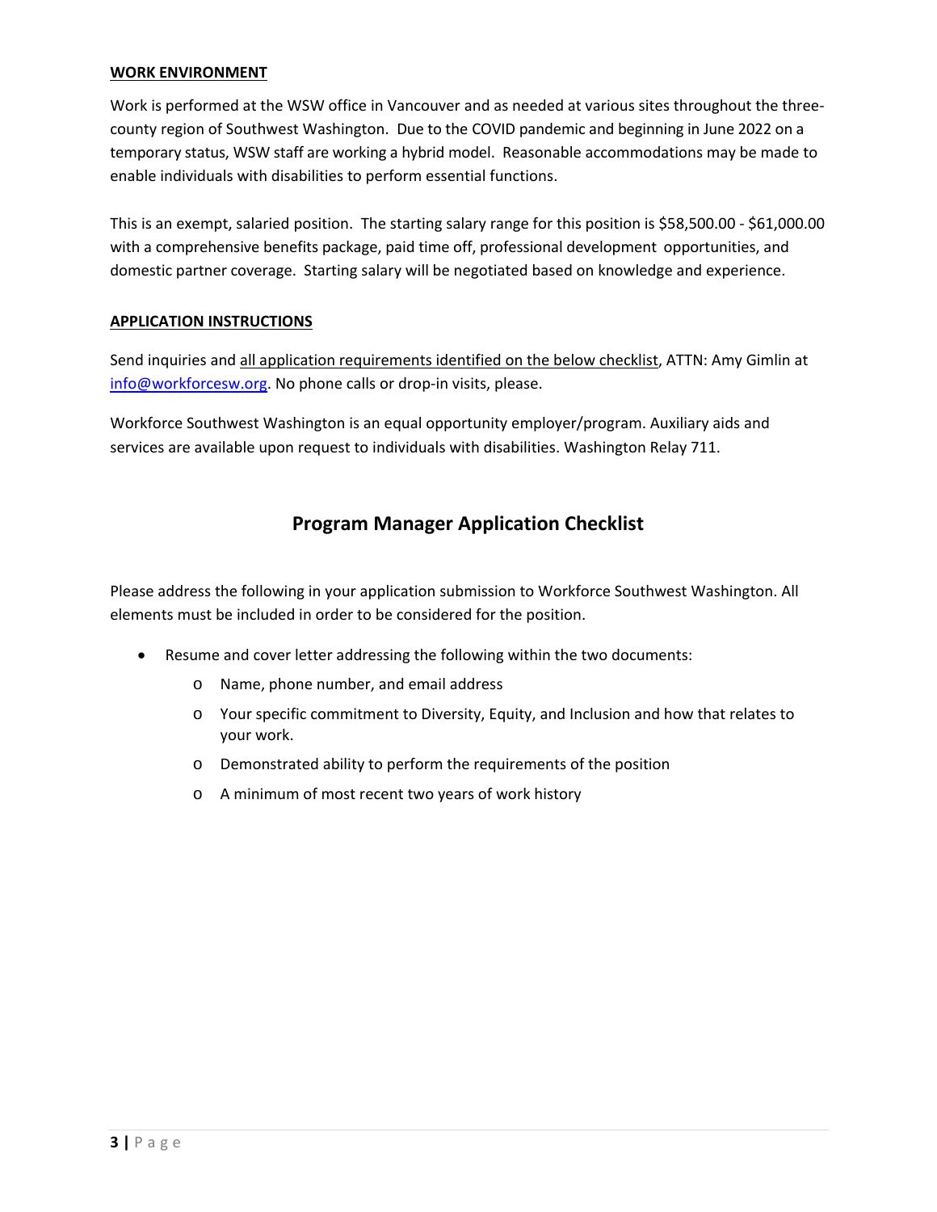**WORK ENVIRONMENT**

Work is performed at the WSW office in Vancouver and as needed at various sites throughout the three-county region of Southwest Washington. Due to the COVID pandemic and beginning in June 2022 on a temporary status, WSW staff are working a hybrid model. Reasonable accommodations may be made to enable individuals with disabilities to perform essential functions.

This is an exempt, salaried position. The starting salary range for this position is $58,500.00 - $61,000.00 with a comprehensive benefits package, paid time off, professional development opportunities, and domestic partner coverage. Starting salary will be negotiated based on knowledge and experience.

**APPLICATION INSTRUCTIONS**

Send inquiries and all application requirements identified on the below checklist, ATTN: Amy Gimlin at info@workforcesw.org. No phone calls or drop-in visits, please.

Workforce Southwest Washington is an equal opportunity employer/program. Auxiliary aids and services are available upon request to individuals with disabilities. Washington Relay 711.

## Program Manager Application Checklist

Please address the following in your application submission to Workforce Southwest Washington. All elements must be included in order to be considered for the position.

- Resume and cover letter addressing the following within the two documents:
  - Name, phone number, and email address
  - Your specific commitment to Diversity, Equity, and Inclusion and how that relates to your work.
  - Demonstrated ability to perform the requirements of the position
  - A minimum of most recent two years of work history